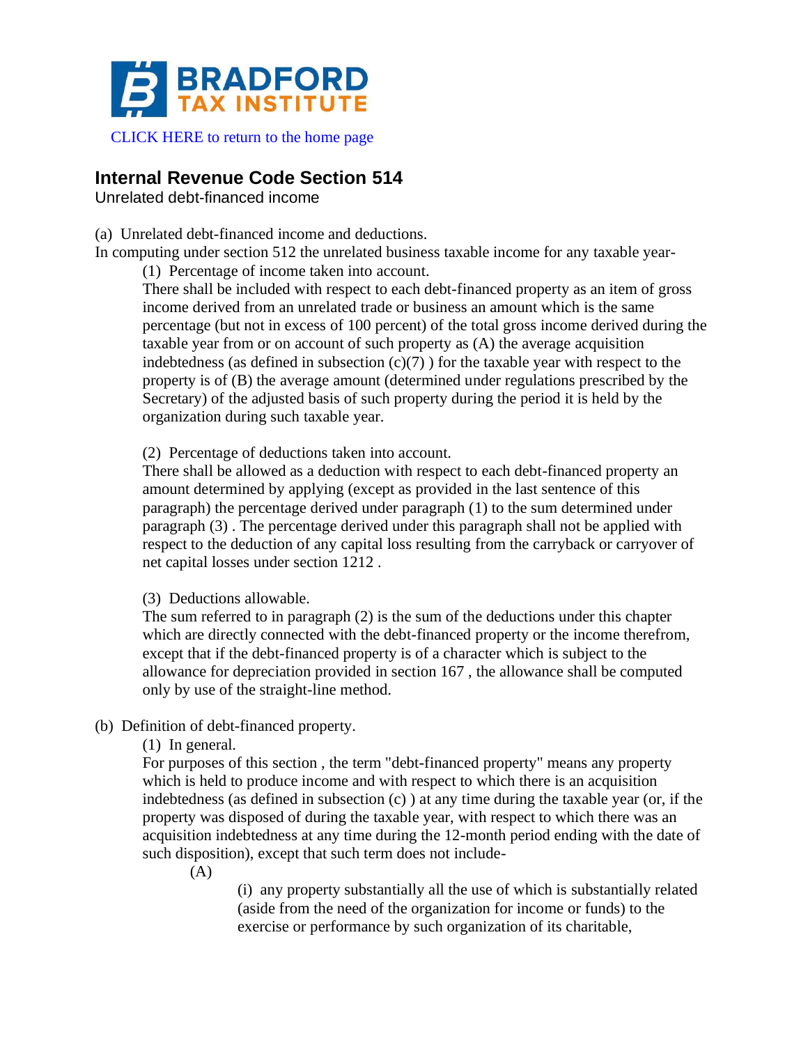BRADFORD TAX INSTITUTE

CLICK HERE to return to the home page

## Internal Revenue Code Section 514

Unrelated debt-financed income

(a) Unrelated debt-financed income and deductions.

In computing under section 512 the unrelated business taxable income for any taxable year-

(1) Percentage of income taken into account.

There shall be included with respect to each debt-financed property as an item of gross income derived from an unrelated trade or business an amount which is the same percentage (but not in excess of 100 percent) of the total gross income derived during the taxable year from or on account of such property as (A) the average acquisition indebtedness (as defined in subsection (c)(7) ) for the taxable year with respect to the property is of (B) the average amount (determined under regulations prescribed by the Secretary) of the adjusted basis of such property during the period it is held by the organization during such taxable year.

(2) Percentage of deductions taken into account.

There shall be allowed as a deduction with respect to each debt-financed property an amount determined by applying (except as provided in the last sentence of this paragraph) the percentage derived under paragraph (1) to the sum determined under paragraph (3) . The percentage derived under this paragraph shall not be applied with respect to the deduction of any capital loss resulting from the carryback or carryover of net capital losses under section 1212 .

(3) Deductions allowable.

The sum referred to in paragraph (2) is the sum of the deductions under this chapter which are directly connected with the debt-financed property or the income therefrom, except that if the debt-financed property is of a character which is subject to the allowance for depreciation provided in section 167 , the allowance shall be computed only by use of the straight-line method.

(b) Definition of debt-financed property.

(1) In general.

For purposes of this section , the term "debt-financed property" means any property which is held to produce income and with respect to which there is an acquisition indebtedness (as defined in subsection (c) ) at any time during the taxable year (or, if the property was disposed of during the taxable year, with respect to which there was an acquisition indebtedness at any time during the 12-month period ending with the date of such disposition), except that such term does not include-

(A)

(i) any property substantially all the use of which is substantially related (aside from the need of the organization for income or funds) to the exercise or performance by such organization of its charitable,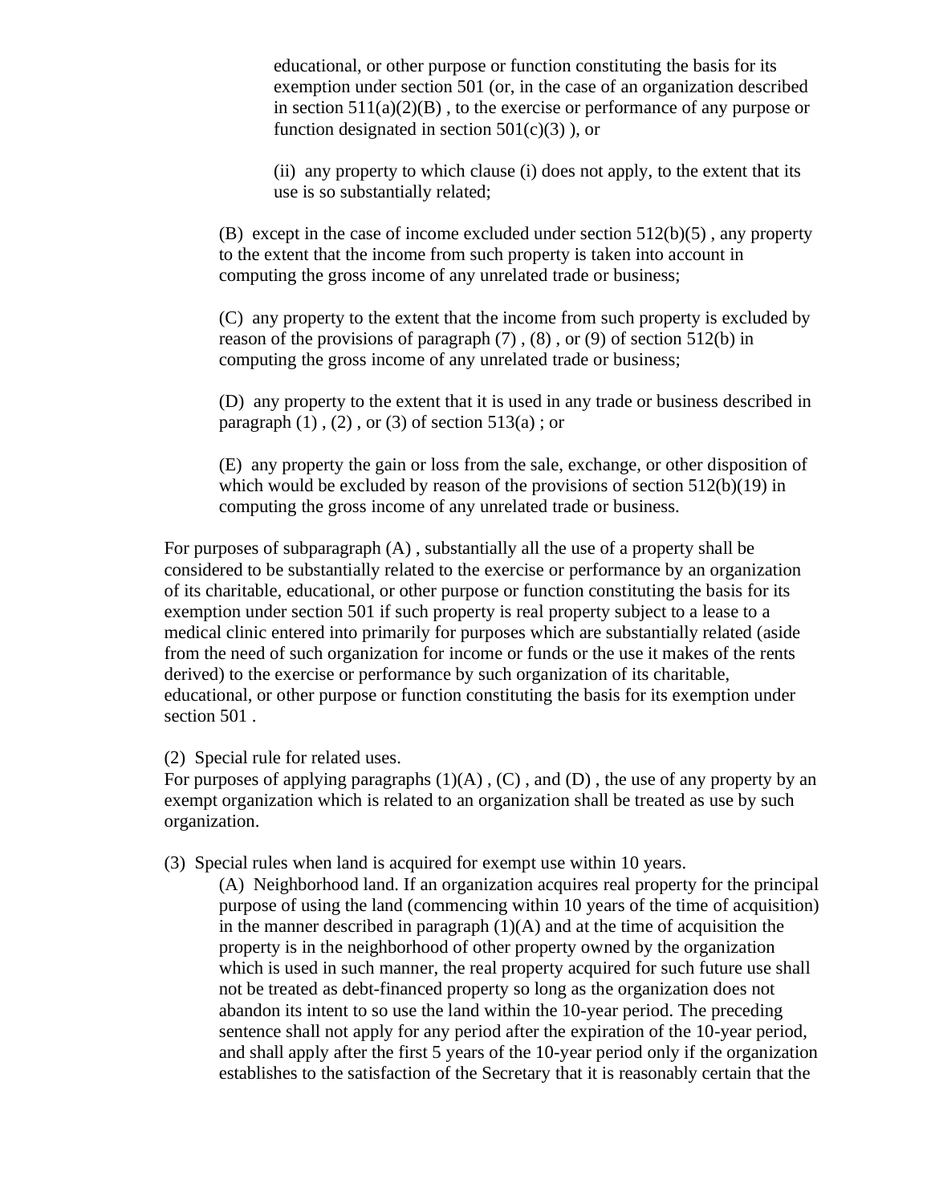educational, or other purpose or function constituting the basis for its exemption under section 501 (or, in the case of an organization described in section 511(a)(2)(B) , to the exercise or performance of any purpose or function designated in section 501(c)(3) ), or

(ii) any property to which clause (i) does not apply, to the extent that its use is so substantially related;

(B) except in the case of income excluded under section 512(b)(5) , any property to the extent that the income from such property is taken into account in computing the gross income of any unrelated trade or business;

(C) any property to the extent that the income from such property is excluded by reason of the provisions of paragraph (7) , (8) , or (9) of section 512(b) in computing the gross income of any unrelated trade or business;

(D) any property to the extent that it is used in any trade or business described in paragraph (1) , (2) , or (3) of section 513(a) ; or

(E) any property the gain or loss from the sale, exchange, or other disposition of which would be excluded by reason of the provisions of section 512(b)(19) in computing the gross income of any unrelated trade or business.

For purposes of subparagraph (A) , substantially all the use of a property shall be considered to be substantially related to the exercise or performance by an organization of its charitable, educational, or other purpose or function constituting the basis for its exemption under section 501 if such property is real property subject to a lease to a medical clinic entered into primarily for purposes which are substantially related (aside from the need of such organization for income or funds or the use it makes of the rents derived) to the exercise or performance by such organization of its charitable, educational, or other purpose or function constituting the basis for its exemption under section 501 .

(2) Special rule for related uses.
For purposes of applying paragraphs (1)(A) , (C) , and (D) , the use of any property by an exempt organization which is related to an organization shall be treated as use by such organization.

(3) Special rules when land is acquired for exempt use within 10 years.

(A) Neighborhood land. If an organization acquires real property for the principal purpose of using the land (commencing within 10 years of the time of acquisition) in the manner described in paragraph (1)(A) and at the time of acquisition the property is in the neighborhood of other property owned by the organization which is used in such manner, the real property acquired for such future use shall not be treated as debt-financed property so long as the organization does not abandon its intent to so use the land within the 10-year period. The preceding sentence shall not apply for any period after the expiration of the 10-year period, and shall apply after the first 5 years of the 10-year period only if the organization establishes to the satisfaction of the Secretary that it is reasonably certain that the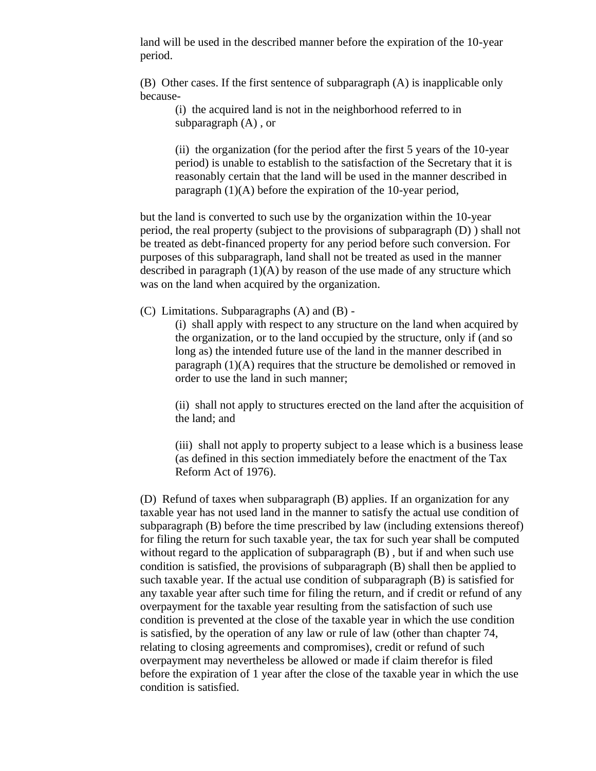land will be used in the described manner before the expiration of the 10-year period.

(B) Other cases. If the first sentence of subparagraph (A) is inapplicable only because-

> (i) the acquired land is not in the neighborhood referred to in subparagraph (A) , or
>
> (ii) the organization (for the period after the first 5 years of the 10-year period) is unable to establish to the satisfaction of the Secretary that it is reasonably certain that the land will be used in the manner described in paragraph (1)(A) before the expiration of the 10-year period,

but the land is converted to such use by the organization within the 10-year period, the real property (subject to the provisions of subparagraph (D) ) shall not be treated as debt-financed property for any period before such conversion. For purposes of this subparagraph, land shall not be treated as used in the manner described in paragraph (1)(A) by reason of the use made of any structure which was on the land when acquired by the organization.

(C) Limitations. Subparagraphs (A) and (B) -

> (i) shall apply with respect to any structure on the land when acquired by the organization, or to the land occupied by the structure, only if (and so long as) the intended future use of the land in the manner described in paragraph (1)(A) requires that the structure be demolished or removed in order to use the land in such manner;
>
> (ii) shall not apply to structures erected on the land after the acquisition of the land; and
>
> (iii) shall not apply to property subject to a lease which is a business lease (as defined in this section immediately before the enactment of the Tax Reform Act of 1976).

(D) Refund of taxes when subparagraph (B) applies. If an organization for any taxable year has not used land in the manner to satisfy the actual use condition of subparagraph (B) before the time prescribed by law (including extensions thereof) for filing the return for such taxable year, the tax for such year shall be computed without regard to the application of subparagraph (B) , but if and when such use condition is satisfied, the provisions of subparagraph (B) shall then be applied to such taxable year. If the actual use condition of subparagraph (B) is satisfied for any taxable year after such time for filing the return, and if credit or refund of any overpayment for the taxable year resulting from the satisfaction of such use condition is prevented at the close of the taxable year in which the use condition is satisfied, by the operation of any law or rule of law (other than chapter 74, relating to closing agreements and compromises), credit or refund of such overpayment may nevertheless be allowed or made if claim therefor is filed before the expiration of 1 year after the close of the taxable year in which the use condition is satisfied.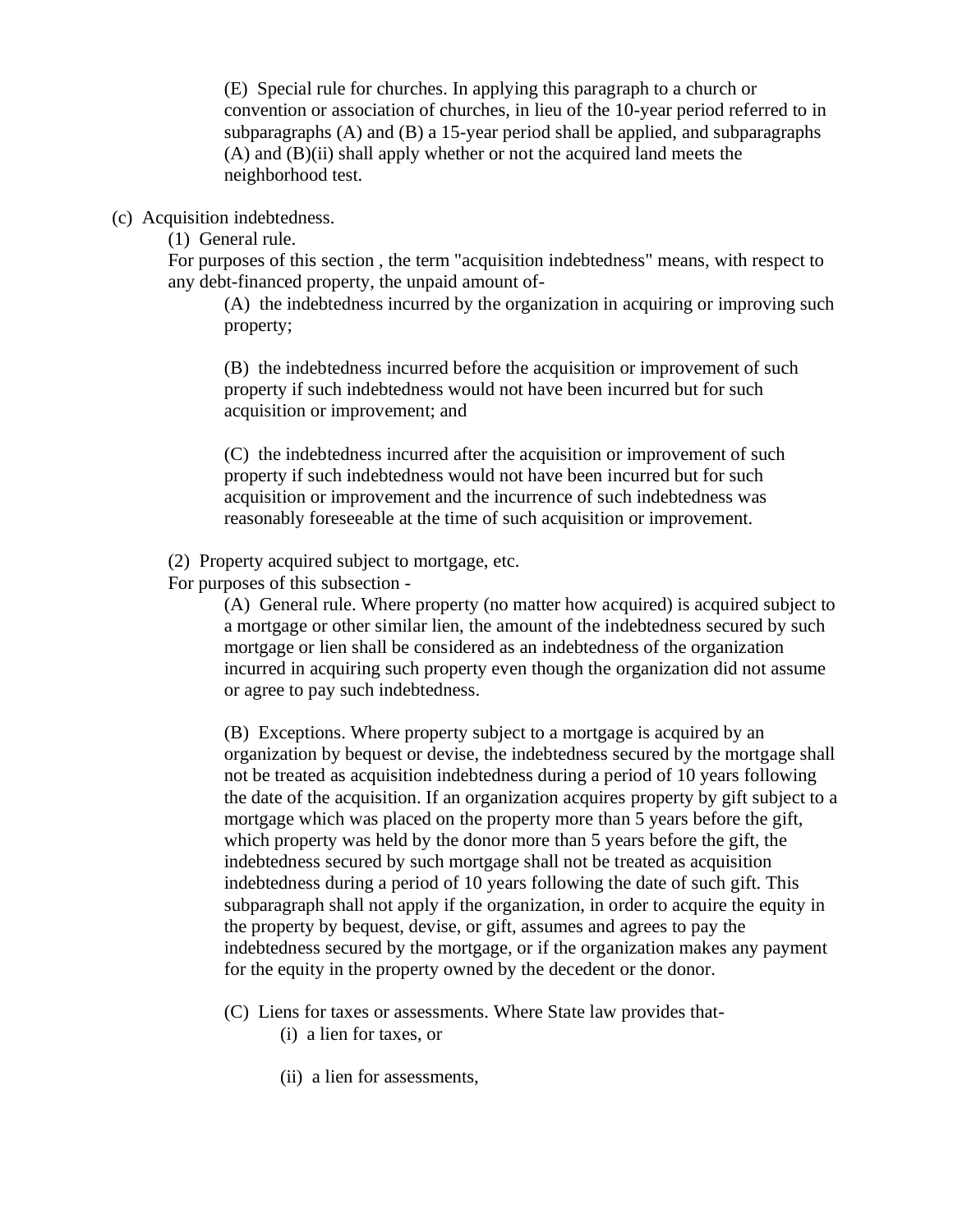(E) Special rule for churches. In applying this paragraph to a church or convention or association of churches, in lieu of the 10-year period referred to in subparagraphs (A) and (B) a 15-year period shall be applied, and subparagraphs (A) and (B)(ii) shall apply whether or not the acquired land meets the neighborhood test.

(c) Acquisition indebtedness.

(1) General rule.

For purposes of this section , the term "acquisition indebtedness" means, with respect to any debt-financed property, the unpaid amount of-

(A) the indebtedness incurred by the organization in acquiring or improving such property;

(B) the indebtedness incurred before the acquisition or improvement of such property if such indebtedness would not have been incurred but for such acquisition or improvement; and

(C) the indebtedness incurred after the acquisition or improvement of such property if such indebtedness would not have been incurred but for such acquisition or improvement and the incurrence of such indebtedness was reasonably foreseeable at the time of such acquisition or improvement.

(2) Property acquired subject to mortgage, etc.

For purposes of this subsection -

(A) General rule. Where property (no matter how acquired) is acquired subject to a mortgage or other similar lien, the amount of the indebtedness secured by such mortgage or lien shall be considered as an indebtedness of the organization incurred in acquiring such property even though the organization did not assume or agree to pay such indebtedness.

(B) Exceptions. Where property subject to a mortgage is acquired by an organization by bequest or devise, the indebtedness secured by the mortgage shall not be treated as acquisition indebtedness during a period of 10 years following the date of the acquisition. If an organization acquires property by gift subject to a mortgage which was placed on the property more than 5 years before the gift, which property was held by the donor more than 5 years before the gift, the indebtedness secured by such mortgage shall not be treated as acquisition indebtedness during a period of 10 years following the date of such gift. This subparagraph shall not apply if the organization, in order to acquire the equity in the property by bequest, devise, or gift, assumes and agrees to pay the indebtedness secured by the mortgage, or if the organization makes any payment for the equity in the property owned by the decedent or the donor.

(C) Liens for taxes or assessments. Where State law provides that-

(i) a lien for taxes, or

(ii) a lien for assessments,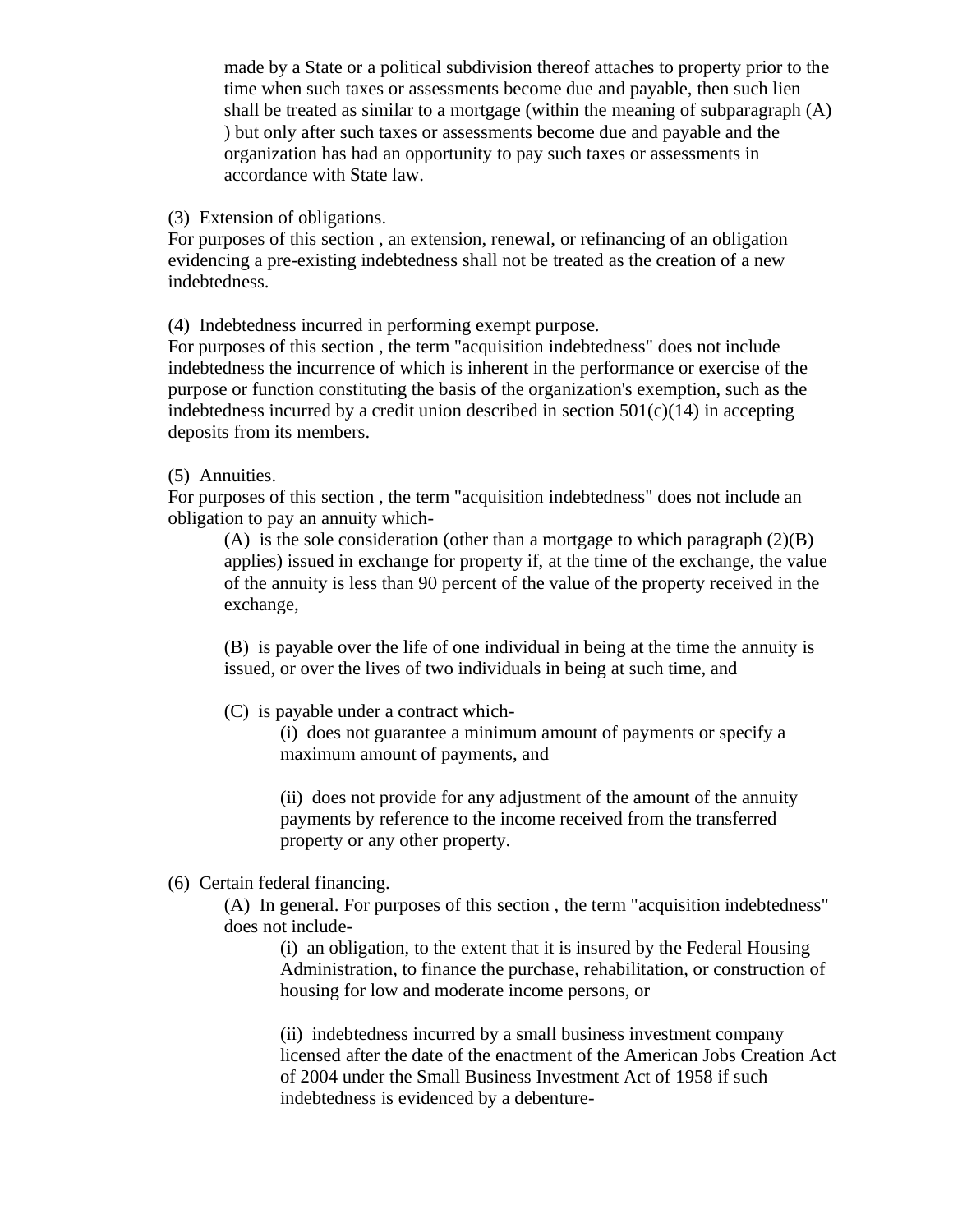made by a State or a political subdivision thereof attaches to property prior to the time when such taxes or assessments become due and payable, then such lien shall be treated as similar to a mortgage (within the meaning of subparagraph (A) ) but only after such taxes or assessments become due and payable and the organization has had an opportunity to pay such taxes or assessments in accordance with State law.

(3) Extension of obligations.
For purposes of this section , an extension, renewal, or refinancing of an obligation evidencing a pre-existing indebtedness shall not be treated as the creation of a new indebtedness.

(4) Indebtedness incurred in performing exempt purpose.
For purposes of this section , the term "acquisition indebtedness" does not include indebtedness the incurrence of which is inherent in the performance or exercise of the purpose or function constituting the basis of the organization's exemption, such as the indebtedness incurred by a credit union described in section 501(c)(14) in accepting deposits from its members.

(5) Annuities.
For purposes of this section , the term "acquisition indebtedness" does not include an obligation to pay an annuity which-

(A) is the sole consideration (other than a mortgage to which paragraph (2)(B) applies) issued in exchange for property if, at the time of the exchange, the value of the annuity is less than 90 percent of the value of the property received in the exchange,

(B) is payable over the life of one individual in being at the time the annuity is issued, or over the lives of two individuals in being at such time, and

(C) is payable under a contract which-

(i) does not guarantee a minimum amount of payments or specify a maximum amount of payments, and

(ii) does not provide for any adjustment of the amount of the annuity payments by reference to the income received from the transferred property or any other property.

(6) Certain federal financing.

(A) In general. For purposes of this section , the term "acquisition indebtedness" does not include-

(i) an obligation, to the extent that it is insured by the Federal Housing Administration, to finance the purchase, rehabilitation, or construction of housing for low and moderate income persons, or

(ii) indebtedness incurred by a small business investment company licensed after the date of the enactment of the American Jobs Creation Act of 2004 under the Small Business Investment Act of 1958 if such indebtedness is evidenced by a debenture-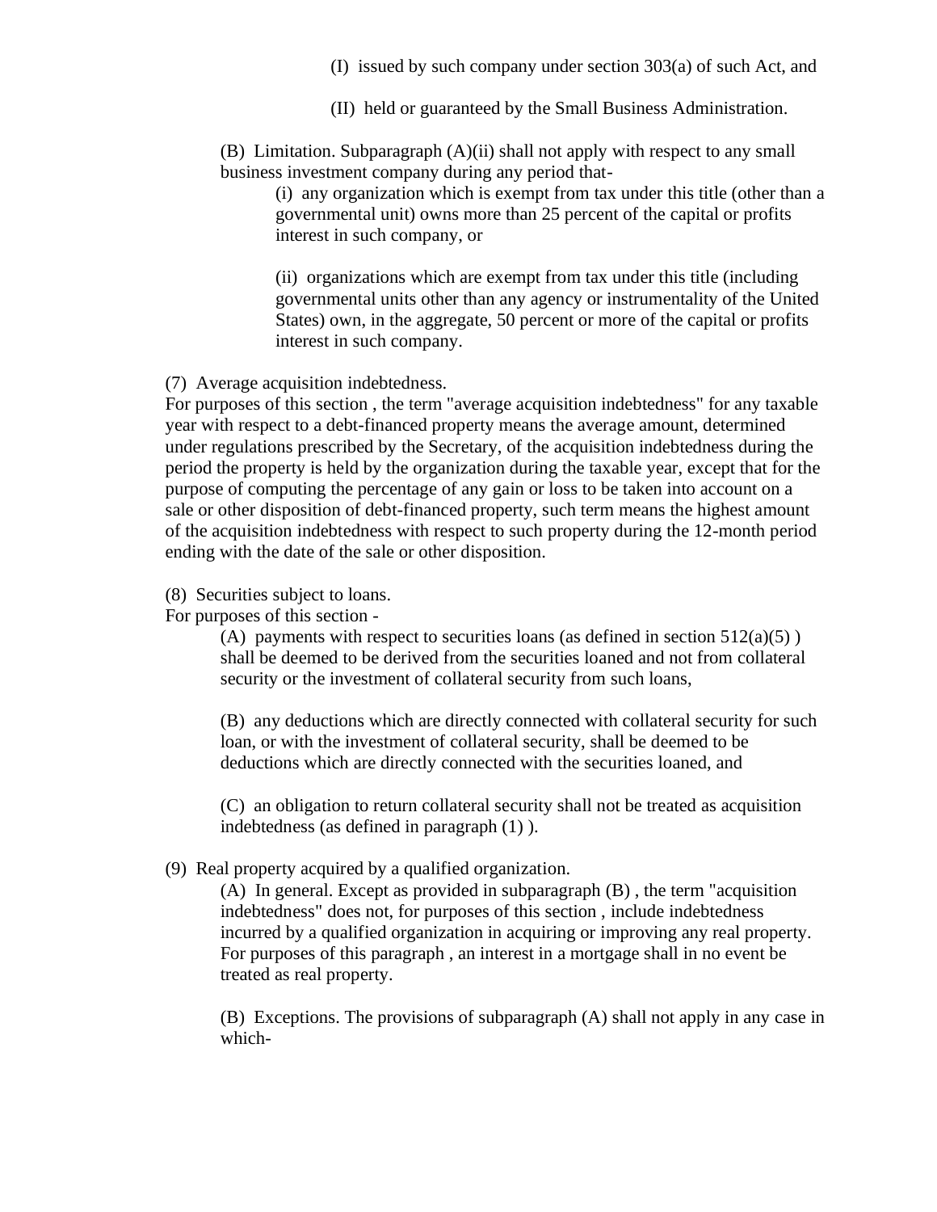(I) issued by such company under section 303(a) of such Act, and

(II) held or guaranteed by the Small Business Administration.

(B) Limitation. Subparagraph (A)(ii) shall not apply with respect to any small business investment company during any period that-

(i) any organization which is exempt from tax under this title (other than a governmental unit) owns more than 25 percent of the capital or profits interest in such company, or

(ii) organizations which are exempt from tax under this title (including governmental units other than any agency or instrumentality of the United States) own, in the aggregate, 50 percent or more of the capital or profits interest in such company.

(7) Average acquisition indebtedness.

For purposes of this section , the term "average acquisition indebtedness" for any taxable year with respect to a debt-financed property means the average amount, determined under regulations prescribed by the Secretary, of the acquisition indebtedness during the period the property is held by the organization during the taxable year, except that for the purpose of computing the percentage of any gain or loss to be taken into account on a sale or other disposition of debt-financed property, such term means the highest amount of the acquisition indebtedness with respect to such property during the 12-month period ending with the date of the sale or other disposition.

(8) Securities subject to loans.

For purposes of this section -

(A) payments with respect to securities loans (as defined in section 512(a)(5) ) shall be deemed to be derived from the securities loaned and not from collateral security or the investment of collateral security from such loans,

(B) any deductions which are directly connected with collateral security for such loan, or with the investment of collateral security, shall be deemed to be deductions which are directly connected with the securities loaned, and

(C) an obligation to return collateral security shall not be treated as acquisition indebtedness (as defined in paragraph (1) ).

(9) Real property acquired by a qualified organization.

(A) In general. Except as provided in subparagraph (B) , the term "acquisition indebtedness" does not, for purposes of this section , include indebtedness incurred by a qualified organization in acquiring or improving any real property. For purposes of this paragraph , an interest in a mortgage shall in no event be treated as real property.

(B) Exceptions. The provisions of subparagraph (A) shall not apply in any case in which-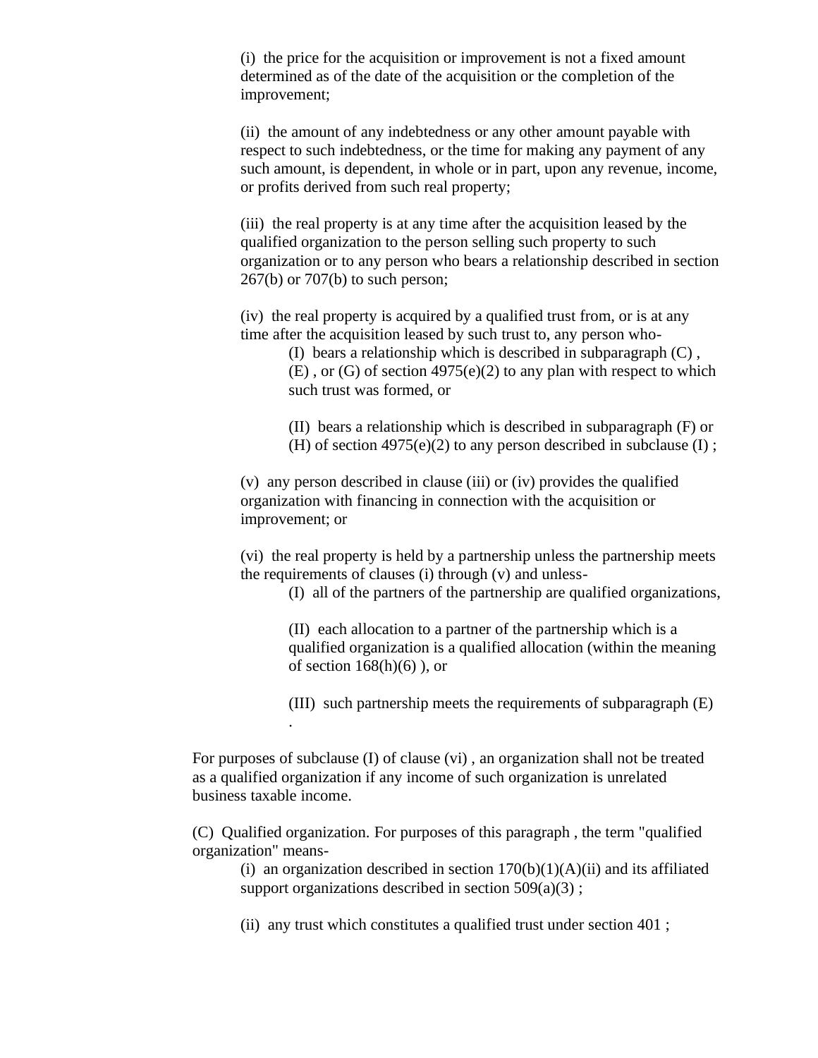(i) the price for the acquisition or improvement is not a fixed amount determined as of the date of the acquisition or the completion of the improvement;

(ii) the amount of any indebtedness or any other amount payable with respect to such indebtedness, or the time for making any payment of any such amount, is dependent, in whole or in part, upon any revenue, income, or profits derived from such real property;

(iii) the real property is at any time after the acquisition leased by the qualified organization to the person selling such property to such organization or to any person who bears a relationship described in section 267(b) or 707(b) to such person;

(iv) the real property is acquired by a qualified trust from, or is at any time after the acquisition leased by such trust to, any person who-

(I) bears a relationship which is described in subparagraph (C) , (E) , or (G) of section 4975(e)(2) to any plan with respect to which such trust was formed, or

(II) bears a relationship which is described in subparagraph (F) or (H) of section 4975(e)(2) to any person described in subclause (I) ;

(v) any person described in clause (iii) or (iv) provides the qualified organization with financing in connection with the acquisition or improvement; or

(vi) the real property is held by a partnership unless the partnership meets the requirements of clauses (i) through (v) and unless-

(I) all of the partners of the partnership are qualified organizations,

(II) each allocation to a partner of the partnership which is a qualified organization is a qualified allocation (within the meaning of section 168(h)(6) ), or

(III) such partnership meets the requirements of subparagraph (E) .

For purposes of subclause (I) of clause (vi) , an organization shall not be treated as a qualified organization if any income of such organization is unrelated business taxable income.

(C) Qualified organization. For purposes of this paragraph , the term "qualified organization" means-

(i) an organization described in section 170(b)(1)(A)(ii) and its affiliated support organizations described in section 509(a)(3) ;

(ii) any trust which constitutes a qualified trust under section 401 ;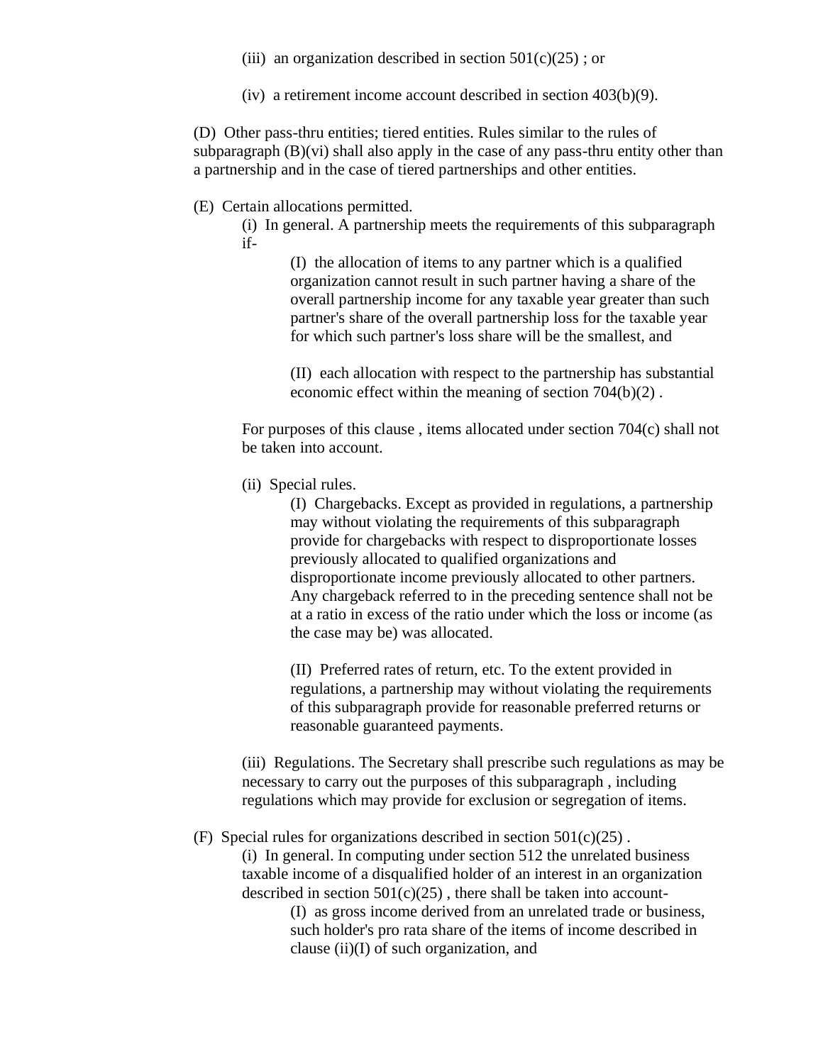(iii) an organization described in section 501(c)(25) ; or

(iv) a retirement income account described in section 403(b)(9).

(D) Other pass-thru entities; tiered entities. Rules similar to the rules of subparagraph (B)(vi) shall also apply in the case of any pass-thru entity other than a partnership and in the case of tiered partnerships and other entities.

(E) Certain allocations permitted.

(i) In general. A partnership meets the requirements of this subparagraph if-

(I) the allocation of items to any partner which is a qualified organization cannot result in such partner having a share of the overall partnership income for any taxable year greater than such partner's share of the overall partnership loss for the taxable year for which such partner's loss share will be the smallest, and

(II) each allocation with respect to the partnership has substantial economic effect within the meaning of section 704(b)(2) .

For purposes of this clause , items allocated under section 704(c) shall not be taken into account.

(ii) Special rules.

(I) Chargebacks. Except as provided in regulations, a partnership may without violating the requirements of this subparagraph provide for chargebacks with respect to disproportionate losses previously allocated to qualified organizations and disproportionate income previously allocated to other partners. Any chargeback referred to in the preceding sentence shall not be at a ratio in excess of the ratio under which the loss or income (as the case may be) was allocated.

(II) Preferred rates of return, etc. To the extent provided in regulations, a partnership may without violating the requirements of this subparagraph provide for reasonable preferred returns or reasonable guaranteed payments.

(iii) Regulations. The Secretary shall prescribe such regulations as may be necessary to carry out the purposes of this subparagraph , including regulations which may provide for exclusion or segregation of items.

(F) Special rules for organizations described in section 501(c)(25) .

(i) In general. In computing under section 512 the unrelated business taxable income of a disqualified holder of an interest in an organization described in section 501(c)(25) , there shall be taken into account-

(I) as gross income derived from an unrelated trade or business, such holder's pro rata share of the items of income described in clause (ii)(I) of such organization, and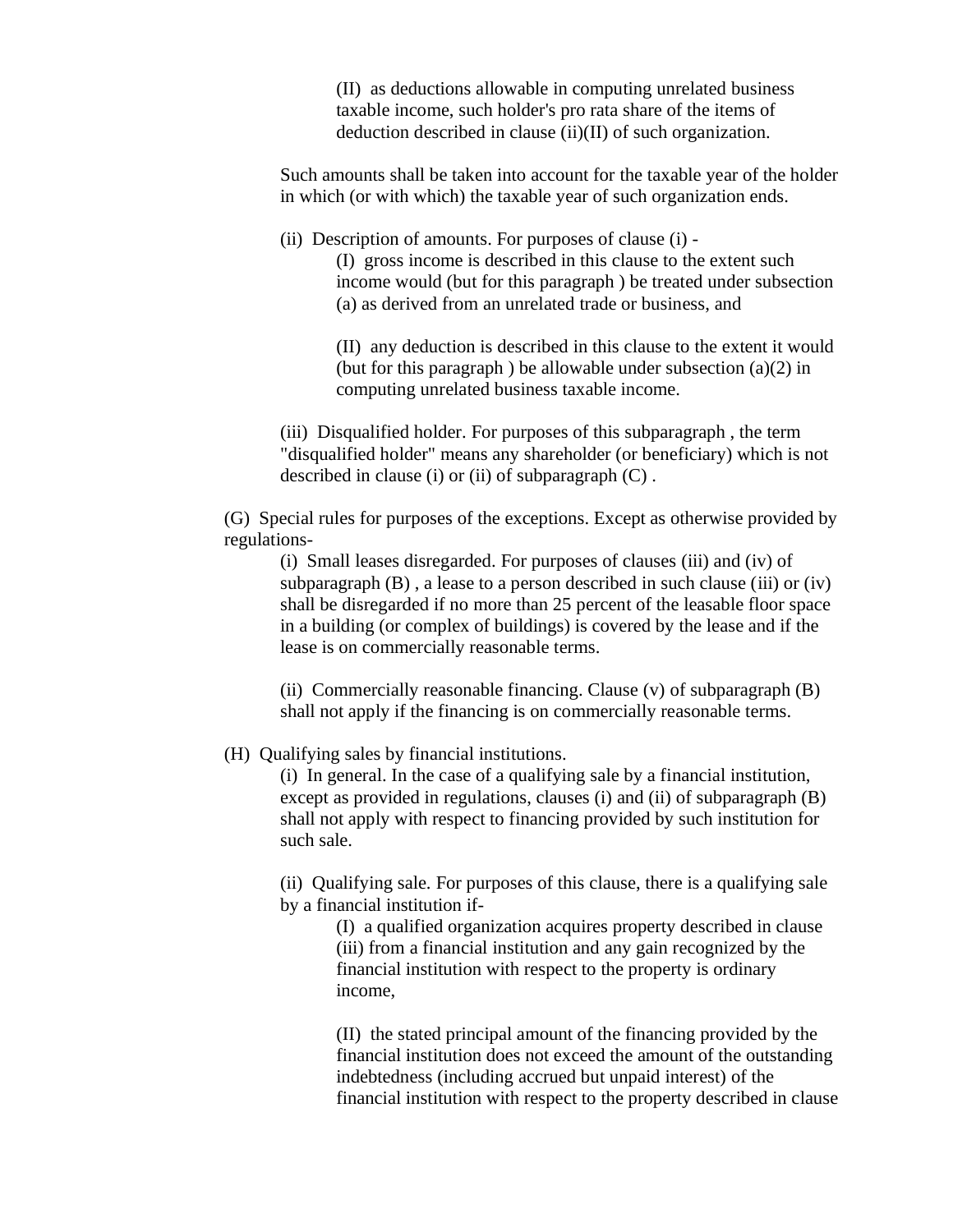(II) as deductions allowable in computing unrelated business taxable income, such holder's pro rata share of the items of deduction described in clause (ii)(II) of such organization.

Such amounts shall be taken into account for the taxable year of the holder in which (or with which) the taxable year of such organization ends.

(ii) Description of amounts. For purposes of clause (i) -

(I) gross income is described in this clause to the extent such income would (but for this paragraph ) be treated under subsection (a) as derived from an unrelated trade or business, and

(II) any deduction is described in this clause to the extent it would (but for this paragraph ) be allowable under subsection (a)(2) in computing unrelated business taxable income.

(iii) Disqualified holder. For purposes of this subparagraph , the term "disqualified holder" means any shareholder (or beneficiary) which is not described in clause (i) or (ii) of subparagraph (C) .

(G) Special rules for purposes of the exceptions. Except as otherwise provided by regulations-

(i) Small leases disregarded. For purposes of clauses (iii) and (iv) of subparagraph (B) , a lease to a person described in such clause (iii) or (iv) shall be disregarded if no more than 25 percent of the leasable floor space in a building (or complex of buildings) is covered by the lease and if the lease is on commercially reasonable terms.

(ii) Commercially reasonable financing. Clause (v) of subparagraph (B) shall not apply if the financing is on commercially reasonable terms.

(H) Qualifying sales by financial institutions.

(i) In general. In the case of a qualifying sale by a financial institution, except as provided in regulations, clauses (i) and (ii) of subparagraph (B) shall not apply with respect to financing provided by such institution for such sale.

(ii) Qualifying sale. For purposes of this clause, there is a qualifying sale by a financial institution if-

(I) a qualified organization acquires property described in clause (iii) from a financial institution and any gain recognized by the financial institution with respect to the property is ordinary income,

(II) the stated principal amount of the financing provided by the financial institution does not exceed the amount of the outstanding indebtedness (including accrued but unpaid interest) of the financial institution with respect to the property described in clause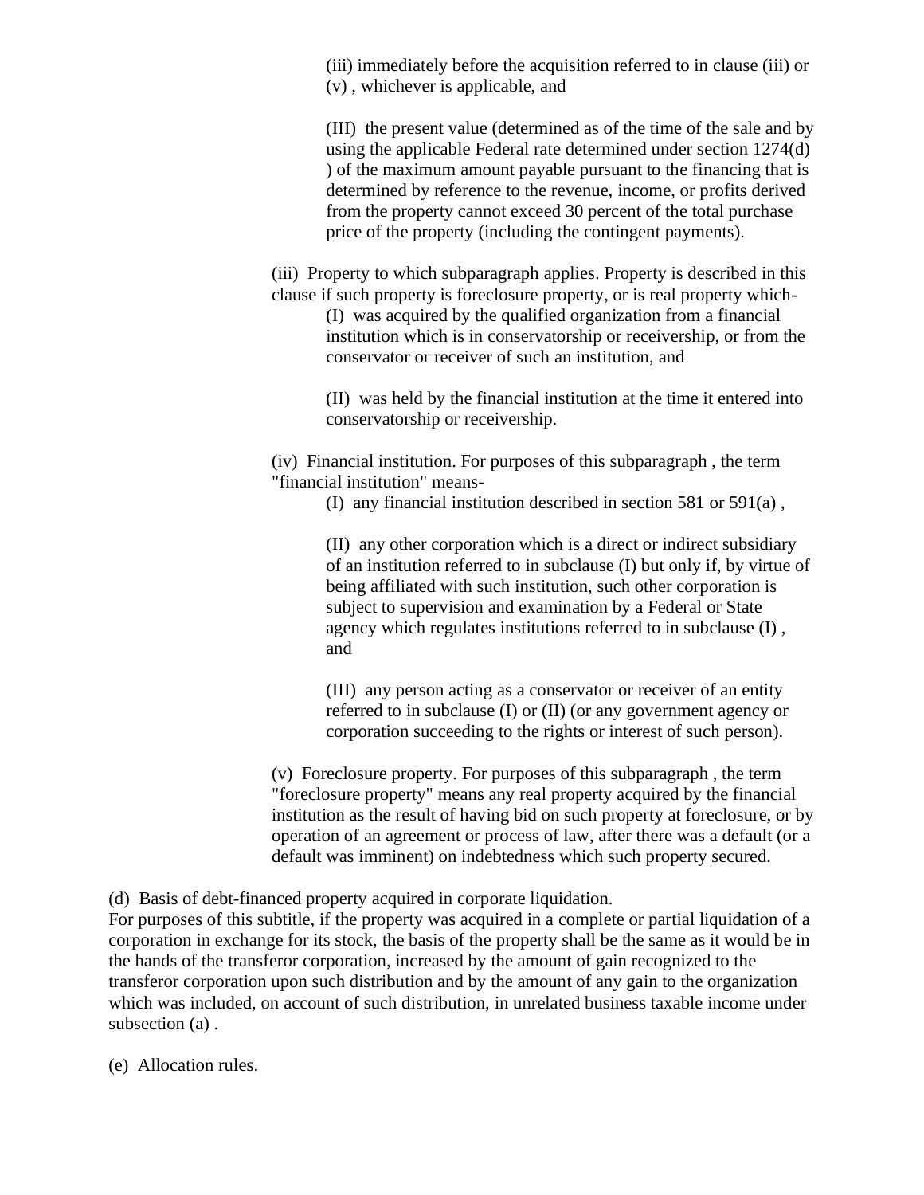(iii) immediately before the acquisition referred to in clause (iii) or (v) , whichever is applicable, and

(III) the present value (determined as of the time of the sale and by using the applicable Federal rate determined under section 1274(d) ) of the maximum amount payable pursuant to the financing that is determined by reference to the revenue, income, or profits derived from the property cannot exceed 30 percent of the total purchase price of the property (including the contingent payments).

(iii) Property to which subparagraph applies. Property is described in this clause if such property is foreclosure property, or is real property which-

(I) was acquired by the qualified organization from a financial institution which is in conservatorship or receivership, or from the conservator or receiver of such an institution, and

(II) was held by the financial institution at the time it entered into conservatorship or receivership.

(iv) Financial institution. For purposes of this subparagraph , the term "financial institution" means-

(I) any financial institution described in section 581 or 591(a) ,

(II) any other corporation which is a direct or indirect subsidiary of an institution referred to in subclause (I) but only if, by virtue of being affiliated with such institution, such other corporation is subject to supervision and examination by a Federal or State agency which regulates institutions referred to in subclause (I) , and

(III) any person acting as a conservator or receiver of an entity referred to in subclause (I) or (II) (or any government agency or corporation succeeding to the rights or interest of such person).

(v) Foreclosure property. For purposes of this subparagraph , the term "foreclosure property" means any real property acquired by the financial institution as the result of having bid on such property at foreclosure, or by operation of an agreement or process of law, after there was a default (or a default was imminent) on indebtedness which such property secured.

(d) Basis of debt-financed property acquired in corporate liquidation.
For purposes of this subtitle, if the property was acquired in a complete or partial liquidation of a corporation in exchange for its stock, the basis of the property shall be the same as it would be in the hands of the transferor corporation, increased by the amount of gain recognized to the transferor corporation upon such distribution and by the amount of any gain to the organization which was included, on account of such distribution, in unrelated business taxable income under subsection (a) .

(e) Allocation rules.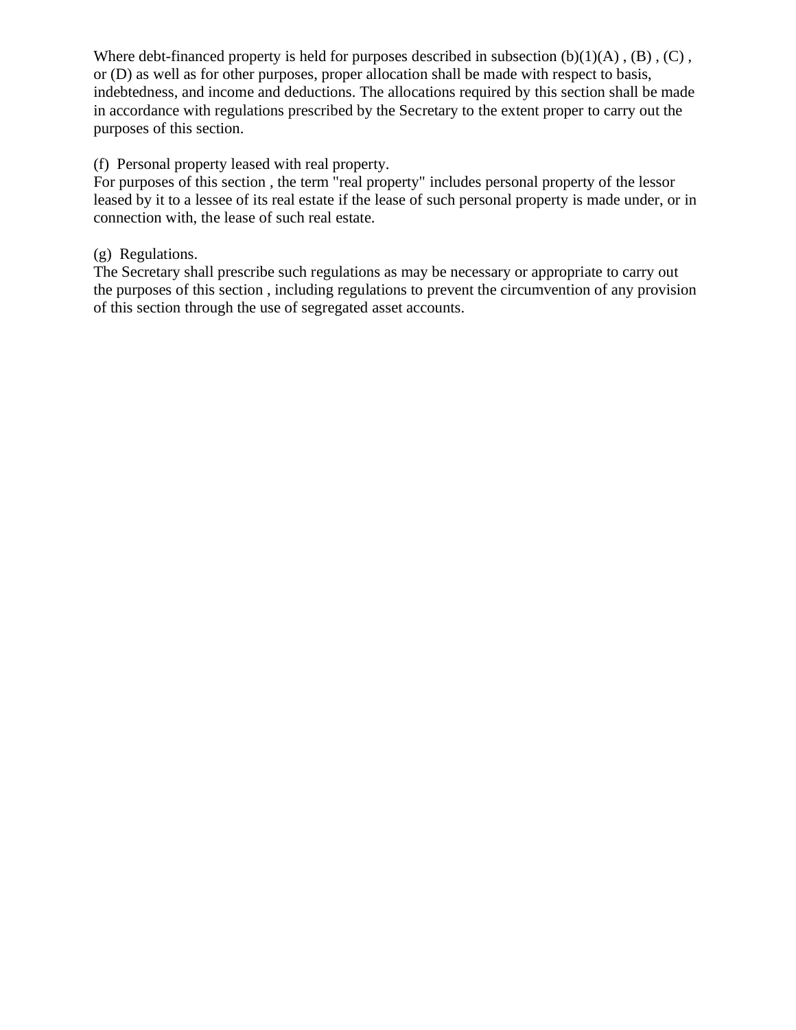Where debt-financed property is held for purposes described in subsection (b)(1)(A) , (B) , (C) , or (D) as well as for other purposes, proper allocation shall be made with respect to basis, indebtedness, and income and deductions. The allocations required by this section shall be made in accordance with regulations prescribed by the Secretary to the extent proper to carry out the purposes of this section.

(f) Personal property leased with real property.
For purposes of this section , the term "real property" includes personal property of the lessor leased by it to a lessee of its real estate if the lease of such personal property is made under, or in connection with, the lease of such real estate.

(g) Regulations.
The Secretary shall prescribe such regulations as may be necessary or appropriate to carry out the purposes of this section , including regulations to prevent the circumvention of any provision of this section through the use of segregated asset accounts.